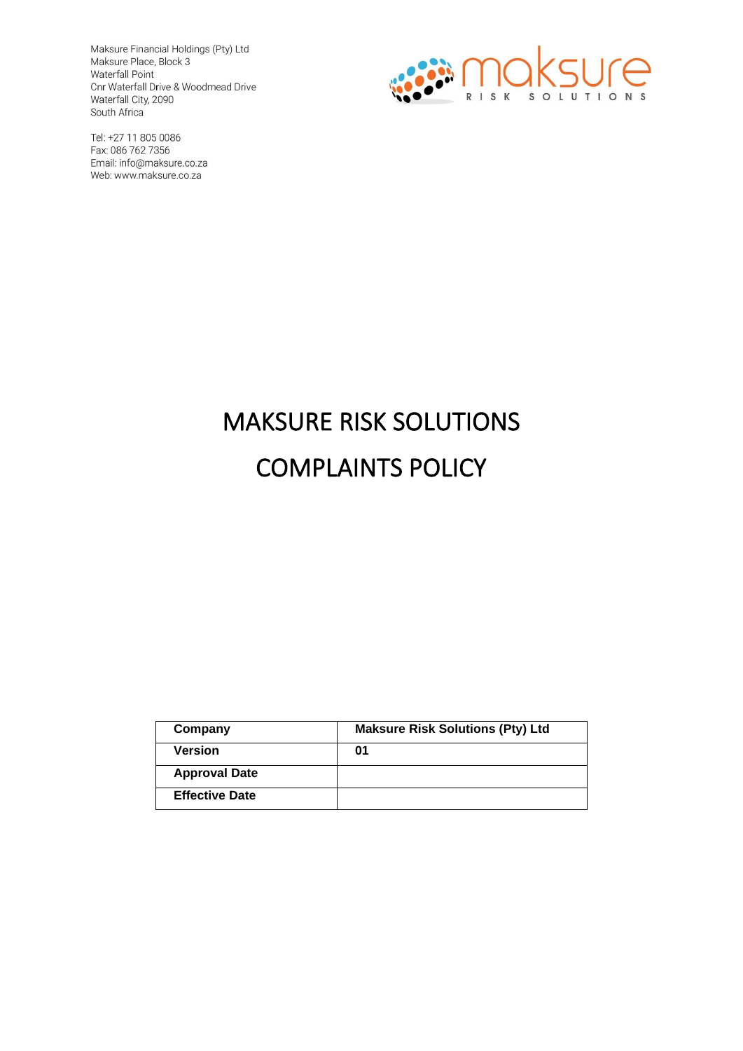Maksure Financial Holdings (Pty) Ltd
Maksure Place, Block 3
Waterfall Point
Cnr Waterfall Drive & Woodmead Drive
Waterfall City, 2090
South Africa

Tel: +27 11 805 0086
Fax: 086 762 7356
Email: info@maksure.co.za
Web: www.maksure.co.za

maksure RISK SOLUTIONS

# MAKSURE RISK SOLUTIONS

# COMPLAINTS POLICY

| **Company** | **Maksure Risk Solutions (Pty) Ltd** |
|---|---|
| **Version** | **01** |
| **Approval Date** | |
| **Effective Date** | |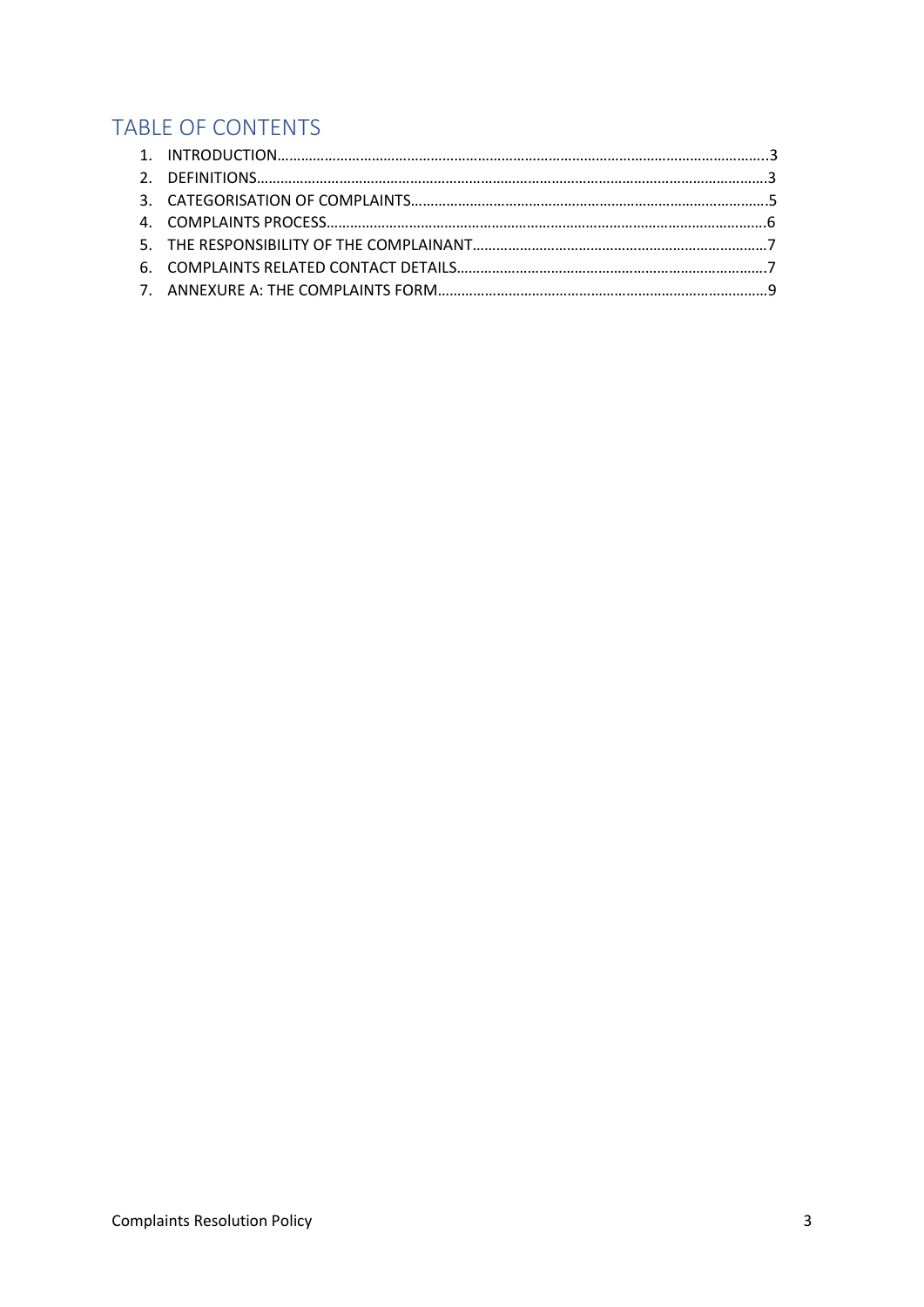## TABLE OF CONTENTS

1. INTRODUCTION……………………………………………………………………………………………………..3
2. DEFINITIONS…………………………………………………………………………………………………………3
3. CATEGORISATION OF COMPLAINTS………………………………………………………………………5
4. COMPLAINTS PROCESS…………………………………………………………………………………………6
5. THE RESPONSIBILITY OF THE COMPLAINANT………………………………………………………7
6. COMPLAINTS RELATED CONTACT DETAILS…………………………………………………………7
7. ANNEXURE A: THE COMPLAINTS FORM……………………………………………………………9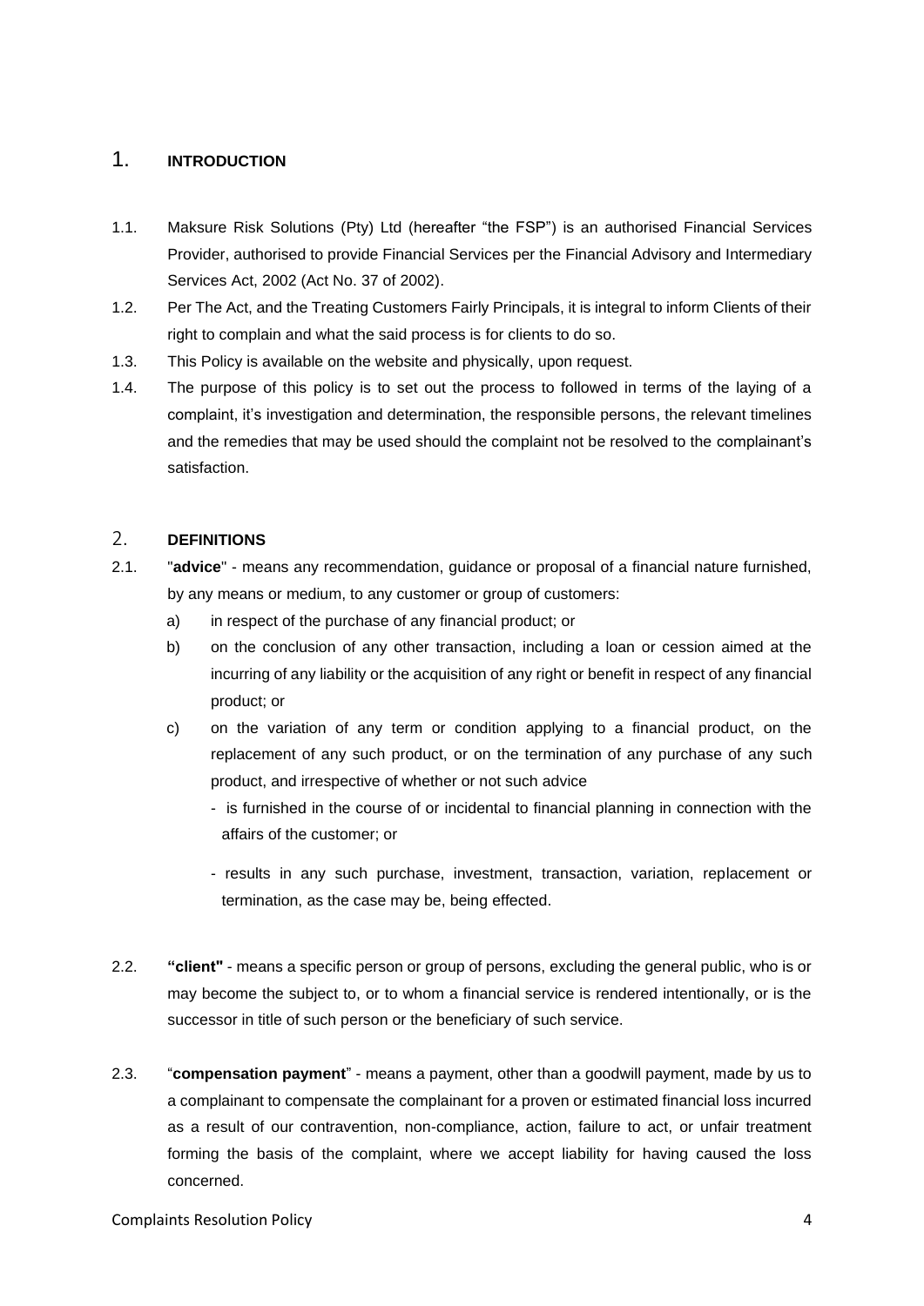# 1. INTRODUCTION

1.1. Maksure Risk Solutions (Pty) Ltd (hereafter "the FSP") is an authorised Financial Services Provider, authorised to provide Financial Services per the Financial Advisory and Intermediary Services Act, 2002 (Act No. 37 of 2002).

1.2. Per The Act, and the Treating Customers Fairly Principals, it is integral to inform Clients of their right to complain and what the said process is for clients to do so.

1.3. This Policy is available on the website and physically, upon request.

1.4. The purpose of this policy is to set out the process to followed in terms of the laying of a complaint, it's investigation and determination, the responsible persons, the relevant timelines and the remedies that may be used should the complaint not be resolved to the complainant's satisfaction.

# 2. DEFINITIONS

2.1. "**advice**" - means any recommendation, guidance or proposal of a financial nature furnished, by any means or medium, to any customer or group of customers:

a) in respect of the purchase of any financial product; or

b) on the conclusion of any other transaction, including a loan or cession aimed at the incurring of any liability or the acquisition of any right or benefit in respect of any financial product; or

c) on the variation of any term or condition applying to a financial product, on the replacement of any such product, or on the termination of any purchase of any such product, and irrespective of whether or not such advice

- is furnished in the course of or incidental to financial planning in connection with the affairs of the customer; or
- results in any such purchase, investment, transaction, variation, replacement or termination, as the case may be, being effected.

2.2. **"client"** - means a specific person or group of persons, excluding the general public, who is or may become the subject to, or to whom a financial service is rendered intentionally, or is the successor in title of such person or the beneficiary of such service.

2.3. "**compensation payment**" - means a payment, other than a goodwill payment, made by us to a complainant to compensate the complainant for a proven or estimated financial loss incurred as a result of our contravention, non-compliance, action, failure to act, or unfair treatment forming the basis of the complaint, where we accept liability for having caused the loss concerned.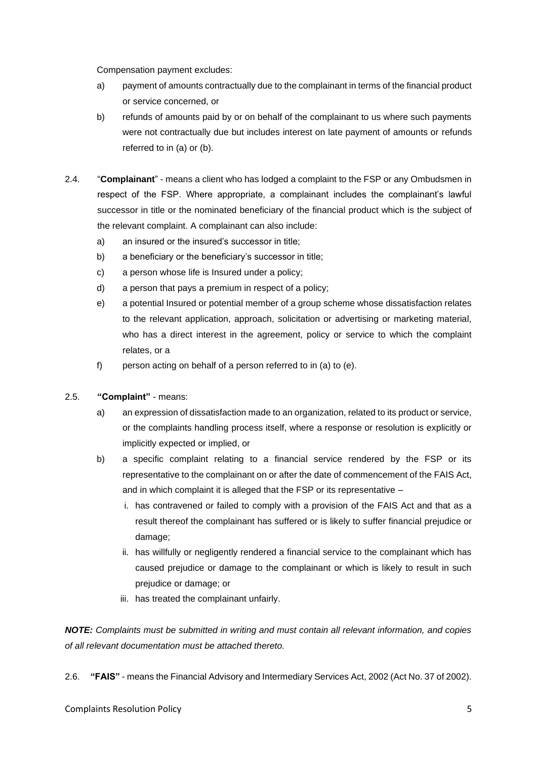Compensation payment excludes:

a) payment of amounts contractually due to the complainant in terms of the financial product or service concerned, or

b) refunds of amounts paid by or on behalf of the complainant to us where such payments were not contractually due but includes interest on late payment of amounts or refunds referred to in (a) or (b).

2.4. "**Complainant**" - means a client who has lodged a complaint to the FSP or any Ombudsmen in respect of the FSP. Where appropriate, a complainant includes the complainant's lawful successor in title or the nominated beneficiary of the financial product which is the subject of the relevant complaint. A complainant can also include:

a) an insured or the insured's successor in title;

b) a beneficiary or the beneficiary's successor in title;

c) a person whose life is Insured under a policy;

d) a person that pays a premium in respect of a policy;

e) a potential Insured or potential member of a group scheme whose dissatisfaction relates to the relevant application, approach, solicitation or advertising or marketing material, who has a direct interest in the agreement, policy or service to which the complaint relates, or a

f) person acting on behalf of a person referred to in (a) to (e).

2.5. **"Complaint"** - means:

a) an expression of dissatisfaction made to an organization, related to its product or service, or the complaints handling process itself, where a response or resolution is explicitly or implicitly expected or implied, or

b) a specific complaint relating to a financial service rendered by the FSP or its representative to the complainant on or after the date of commencement of the FAIS Act, and in which complaint it is alleged that the FSP or its representative –

   i. has contravened or failed to comply with a provision of the FAIS Act and that as a result thereof the complainant has suffered or is likely to suffer financial prejudice or damage;

   ii. has willfully or negligently rendered a financial service to the complainant which has caused prejudice or damage to the complainant or which is likely to result in such prejudice or damage; or

   iii. has treated the complainant unfairly.

***NOTE:*** *Complaints must be submitted in writing and must contain all relevant information, and copies of all relevant documentation must be attached thereto.*

2.6. **"FAIS"** - means the Financial Advisory and Intermediary Services Act, 2002 (Act No. 37 of 2002).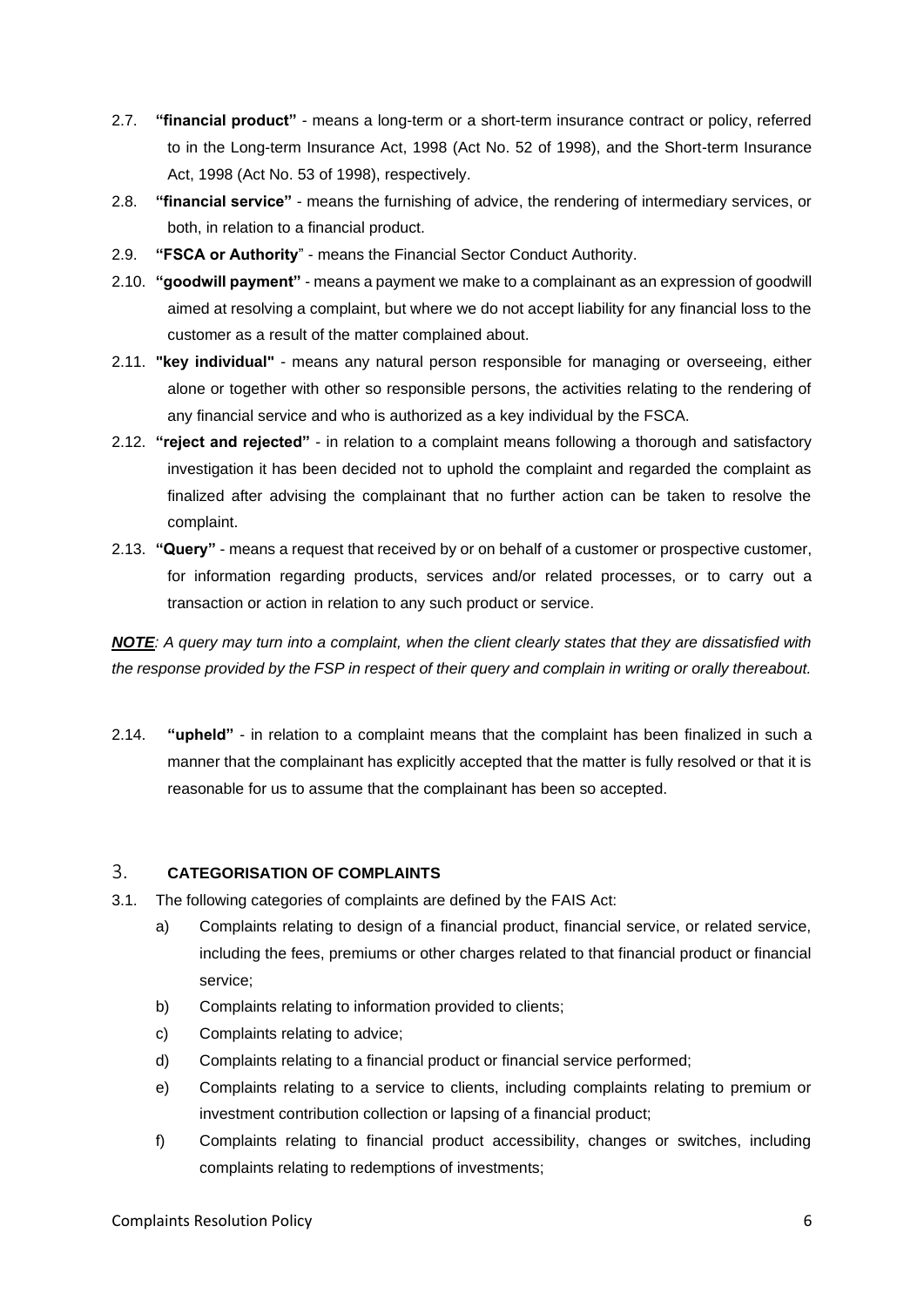2.7. **"financial product"** - means a long-term or a short-term insurance contract or policy, referred to in the Long-term Insurance Act, 1998 (Act No. 52 of 1998), and the Short-term Insurance Act, 1998 (Act No. 53 of 1998), respectively.

2.8. **"financial service"** - means the furnishing of advice, the rendering of intermediary services, or both, in relation to a financial product.

2.9. **"FSCA or Authority**" - means the Financial Sector Conduct Authority.

2.10. **"goodwill payment"** - means a payment we make to a complainant as an expression of goodwill aimed at resolving a complaint, but where we do not accept liability for any financial loss to the customer as a result of the matter complained about.

2.11. **"key individual"** - means any natural person responsible for managing or overseeing, either alone or together with other so responsible persons, the activities relating to the rendering of any financial service and who is authorized as a key individual by the FSCA.

2.12. **"reject and rejected"** - in relation to a complaint means following a thorough and satisfactory investigation it has been decided not to uphold the complaint and regarded the complaint as finalized after advising the complainant that no further action can be taken to resolve the complaint.

2.13. **"Query"** - means a request that received by or on behalf of a customer or prospective customer, for information regarding products, services and/or related processes, or to carry out a transaction or action in relation to any such product or service.

***NOTE**: A query may turn into a complaint, when the client clearly states that they are dissatisfied with the response provided by the FSP in respect of their query and complain in writing or orally thereabout.*

2.14. **"upheld"** - in relation to a complaint means that the complaint has been finalized in such a manner that the complainant has explicitly accepted that the matter is fully resolved or that it is reasonable for us to assume that the complainant has been so accepted.

## 3. CATEGORISATION OF COMPLAINTS

3.1. The following categories of complaints are defined by the FAIS Act:

a) Complaints relating to design of a financial product, financial service, or related service, including the fees, premiums or other charges related to that financial product or financial service;

b) Complaints relating to information provided to clients;

c) Complaints relating to advice;

d) Complaints relating to a financial product or financial service performed;

e) Complaints relating to a service to clients, including complaints relating to premium or investment contribution collection or lapsing of a financial product;

f) Complaints relating to financial product accessibility, changes or switches, including complaints relating to redemptions of investments;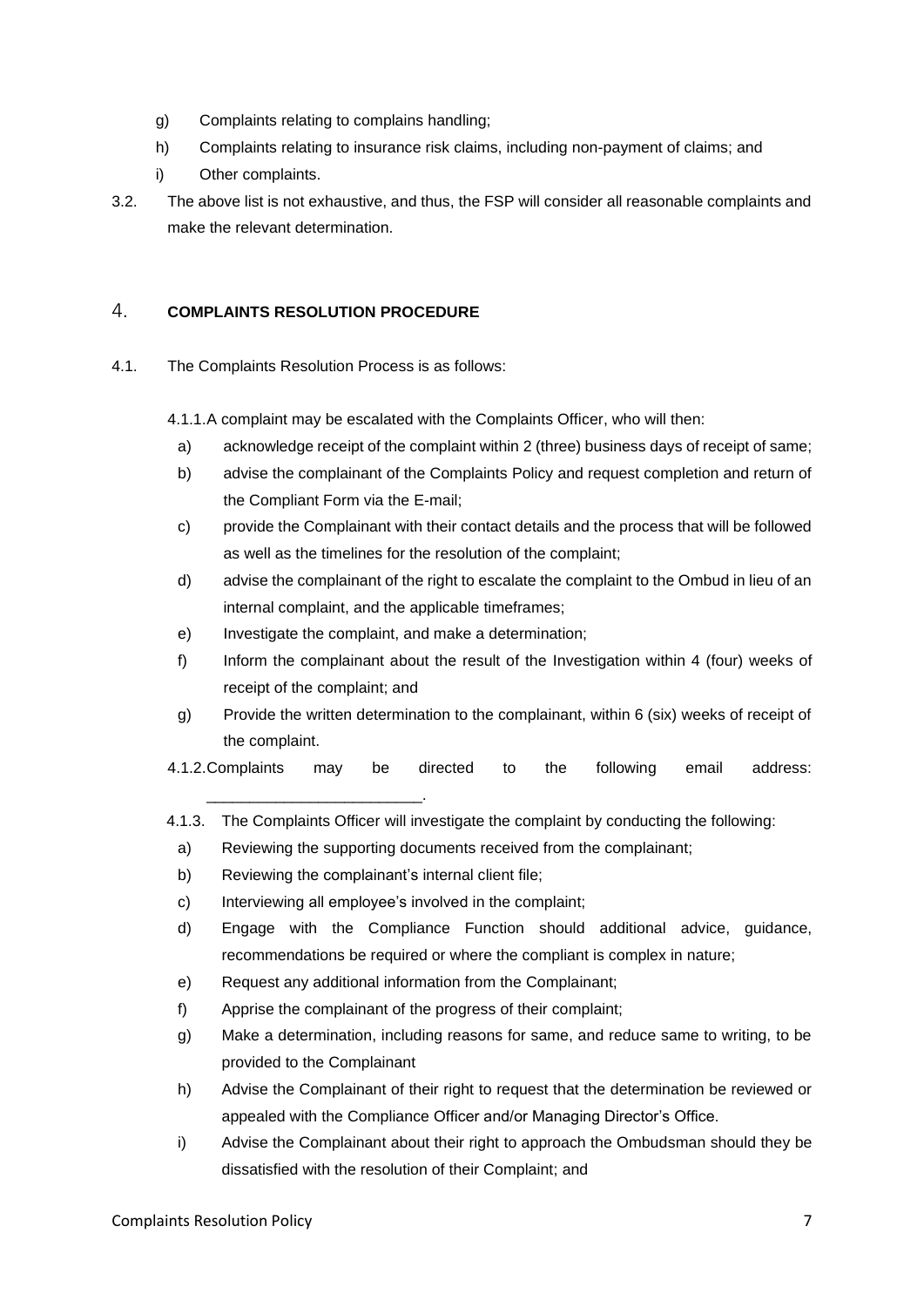- g) Complaints relating to complains handling;
- h) Complaints relating to insurance risk claims, including non-payment of claims; and
- i) Other complaints.

3.2. The above list is not exhaustive, and thus, the FSP will consider all reasonable complaints and make the relevant determination.

## 4. COMPLAINTS RESOLUTION PROCEDURE

4.1. The Complaints Resolution Process is as follows:

4.1.1. A complaint may be escalated with the Complaints Officer, who will then:

- a) acknowledge receipt of the complaint within 2 (three) business days of receipt of same;
- b) advise the complainant of the Complaints Policy and request completion and return of the Compliant Form via the E-mail;
- c) provide the Complainant with their contact details and the process that will be followed as well as the timelines for the resolution of the complaint;
- d) advise the complainant of the right to escalate the complaint to the Ombud in lieu of an internal complaint, and the applicable timeframes;
- e) Investigate the complaint, and make a determination;
- f) Inform the complainant about the result of the Investigation within 4 (four) weeks of receipt of the complaint; and
- g) Provide the written determination to the complainant, within 6 (six) weeks of receipt of the complaint.

4.1.2. Complaints may be directed to the following email address: ________________________.

4.1.3. The Complaints Officer will investigate the complaint by conducting the following:

- a) Reviewing the supporting documents received from the complainant;
- b) Reviewing the complainant's internal client file;
- c) Interviewing all employee's involved in the complaint;
- d) Engage with the Compliance Function should additional advice, guidance, recommendations be required or where the compliant is complex in nature;
- e) Request any additional information from the Complainant;
- f) Apprise the complainant of the progress of their complaint;
- g) Make a determination, including reasons for same, and reduce same to writing, to be provided to the Complainant
- h) Advise the Complainant of their right to request that the determination be reviewed or appealed with the Compliance Officer and/or Managing Director's Office.
- i) Advise the Complainant about their right to approach the Ombudsman should they be dissatisfied with the resolution of their Complaint; and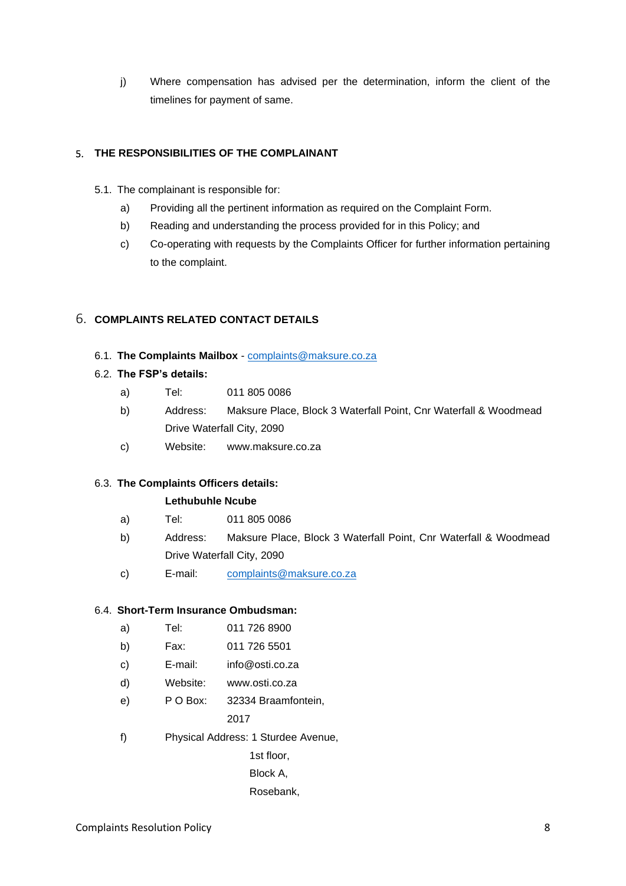j) Where compensation has advised per the determination, inform the client of the timelines for payment of same.

## 5. THE RESPONSIBILITIES OF THE COMPLAINANT

5.1. The complainant is responsible for:

a) Providing all the pertinent information as required on the Complaint Form.

b) Reading and understanding the process provided for in this Policy; and

c) Co-operating with requests by the Complaints Officer for further information pertaining to the complaint.

## 6. COMPLAINTS RELATED CONTACT DETAILS

6.1. **The Complaints Mailbox** - complaints@maksure.co.za

6.2. **The FSP's details:**

a) Tel: 011 805 0086

b) Address: Maksure Place, Block 3 Waterfall Point, Cnr Waterfall & Woodmead Drive Waterfall City, 2090

c) Website: www.maksure.co.za

6.3. **The Complaints Officers details:**

**Lethubuhle Ncube**

a) Tel: 011 805 0086

b) Address: Maksure Place, Block 3 Waterfall Point, Cnr Waterfall & Woodmead Drive Waterfall City, 2090

c) E-mail: complaints@maksure.co.za

6.4. **Short-Term Insurance Ombudsman:**

a) Tel: 011 726 8900

b) Fax: 011 726 5501

c) E-mail: info@osti.co.za

d) Website: www.osti.co.za

e) P O Box: 32334 Braamfontein,
2017

f) Physical Address: 1 Sturdee Avenue,
1st floor,
Block A,
Rosebank,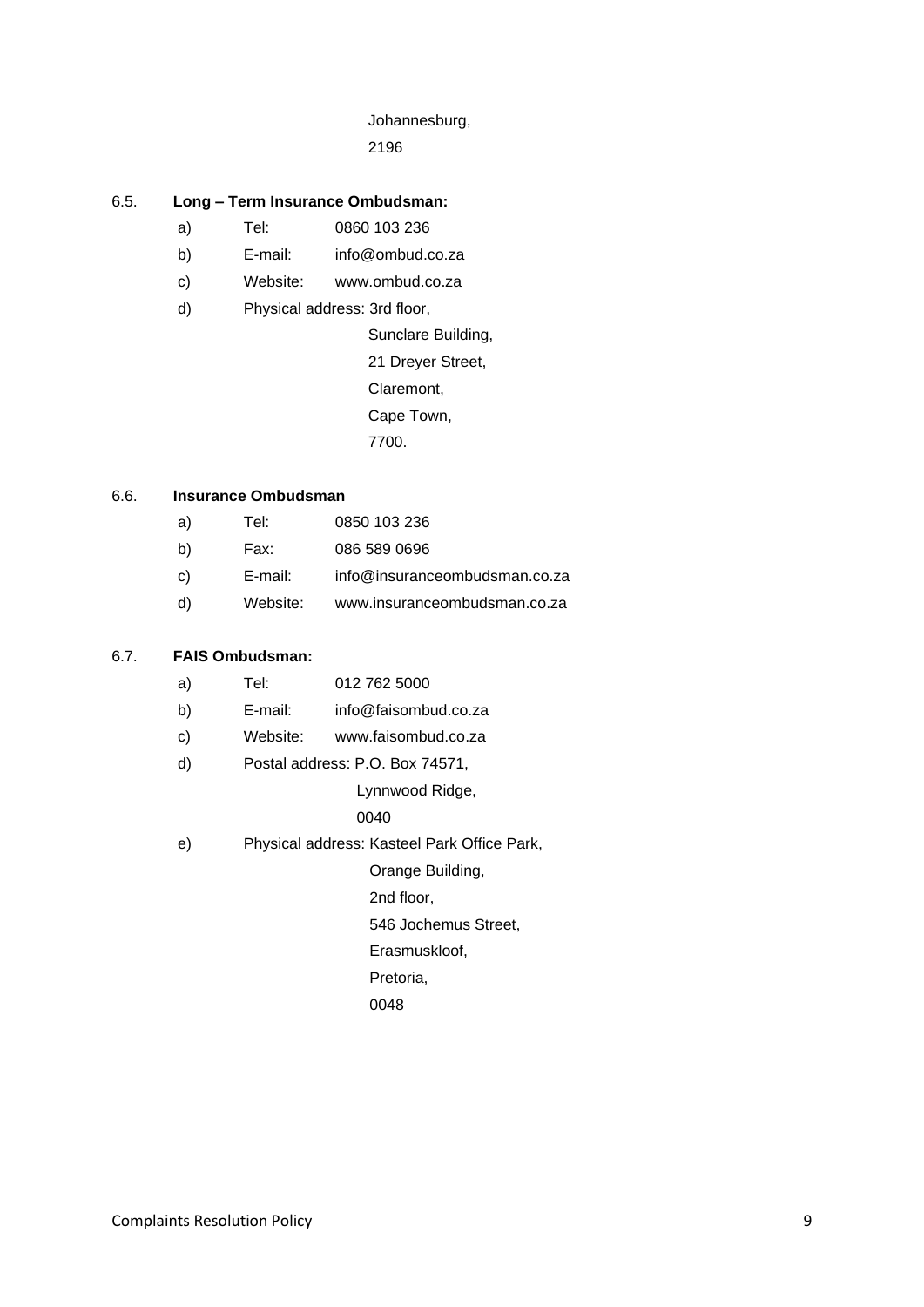Johannesburg,
2196

6.5. **Long – Term Insurance Ombudsman:**

a) Tel: 0860 103 236

b) E-mail: info@ombud.co.za

c) Website: www.ombud.co.za

d) Physical address: 3rd floor,
Sunclare Building,
21 Dreyer Street,
Claremont,
Cape Town,
7700.

6.6. **Insurance Ombudsman**

a) Tel: 0850 103 236

b) Fax: 086 589 0696

c) E-mail: info@insuranceombudsman.co.za

d) Website: www.insuranceombudsman.co.za

6.7. **FAIS Ombudsman:**

a) Tel: 012 762 5000

b) E-mail: info@faisombud.co.za

c) Website: www.faisombud.co.za

d) Postal address: P.O. Box 74571,
Lynnwood Ridge,
0040

e) Physical address: Kasteel Park Office Park,
Orange Building,
2nd floor,
546 Jochemus Street,
Erasmuskloof,
Pretoria,
0048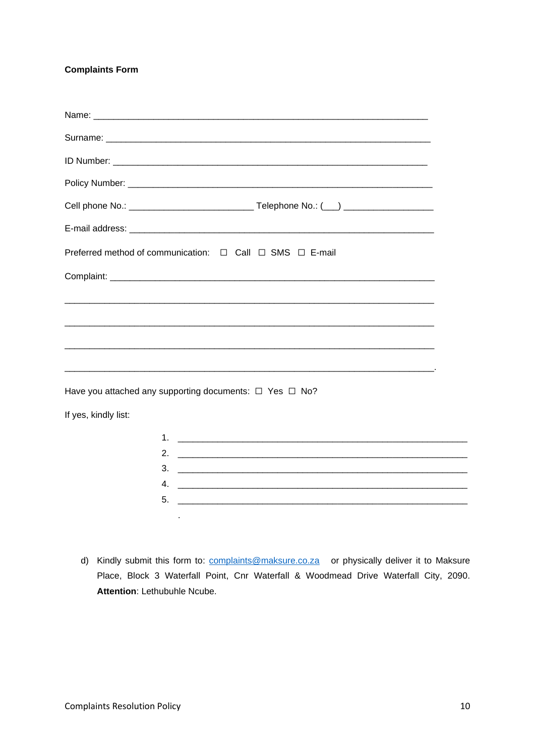**Complaints Form**

Name: ____________________________________________________________________

Surname: _________________________________________________________________

ID Number: _______________________________________________________________

Policy Number: ____________________________________________________________

Cell phone No.: ________________________ Telephone No.: (___) _________________

E-mail address: ___________________________________________________________

Preferred method of communication: ☐ Call ☐ SMS ☐ E-mail

Complaint: _______________________________________________________________

__________________________________________________________________________

__________________________________________________________________________

__________________________________________________________________________

__________________________________________________________________________.

Have you attached any supporting documents: ☐ Yes ☐ No?

If yes, kindly list:

1. ________________________________________________________
2. ________________________________________________________
3. ________________________________________________________
4. ________________________________________________________
5. ________________________________________________________

.

d) Kindly submit this form to: complaints@maksure.co.za or physically deliver it to Maksure Place, Block 3 Waterfall Point, Cnr Waterfall & Woodmead Drive Waterfall City, 2090. **Attention**: Lethubuhle Ncube.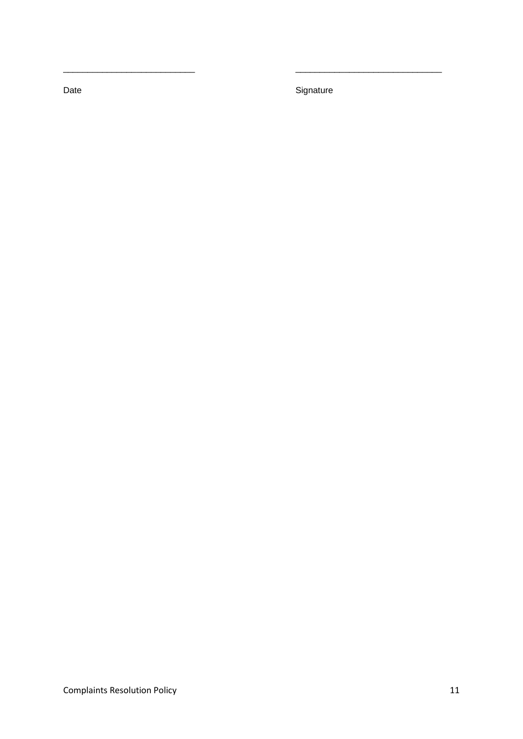| | |
|---|---|
| ___________________________ | ______________________________ |
| Date | Signature |